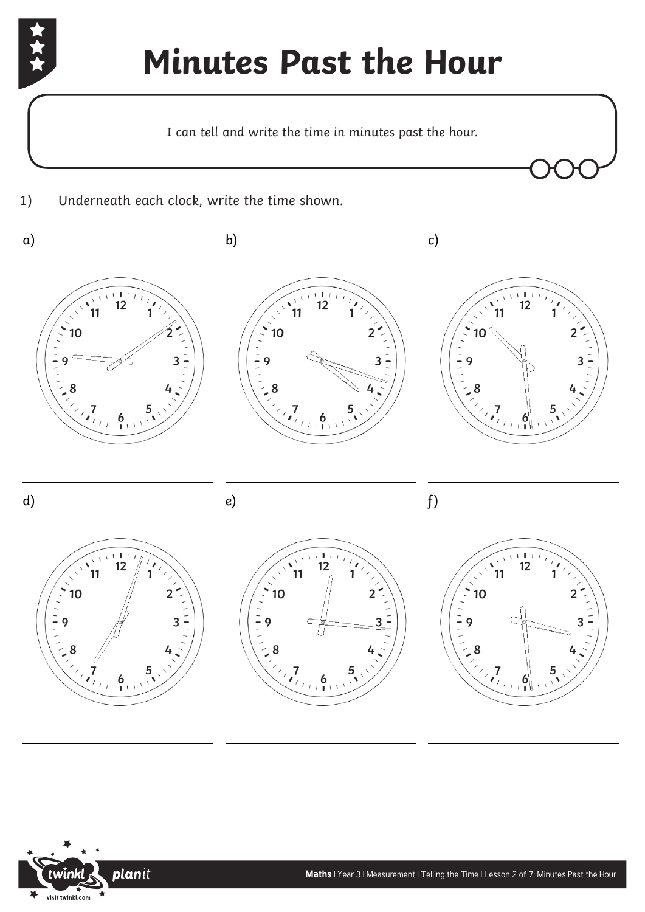# Minutes Past the Hour

I can tell and write the time in minutes past the hour.

1) Underneath each clock, write the time shown.

a)

_______________

b)

_______________

c)

_______________

d)

_______________

e)

_______________

f)

_______________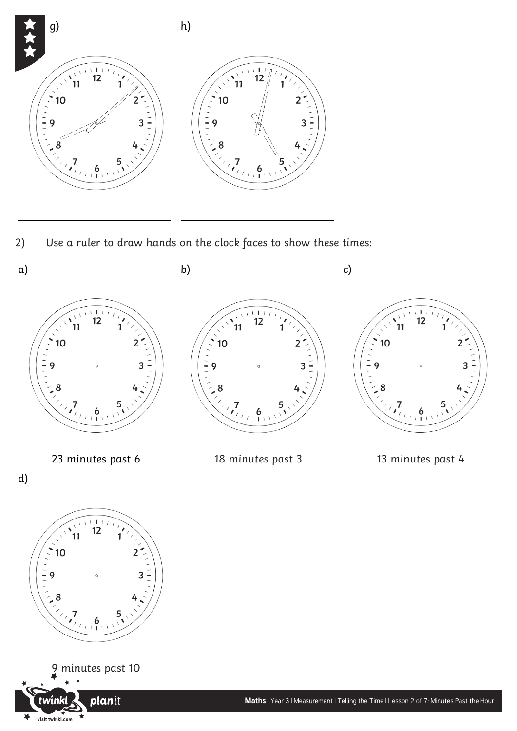g)

h)

___________________ ___________________

2) Use a ruler to draw hands on the clock faces to show these times:

a)

23 minutes past 6

b)

18 minutes past 3

c)

13 minutes past 4

d)

9 minutes past 10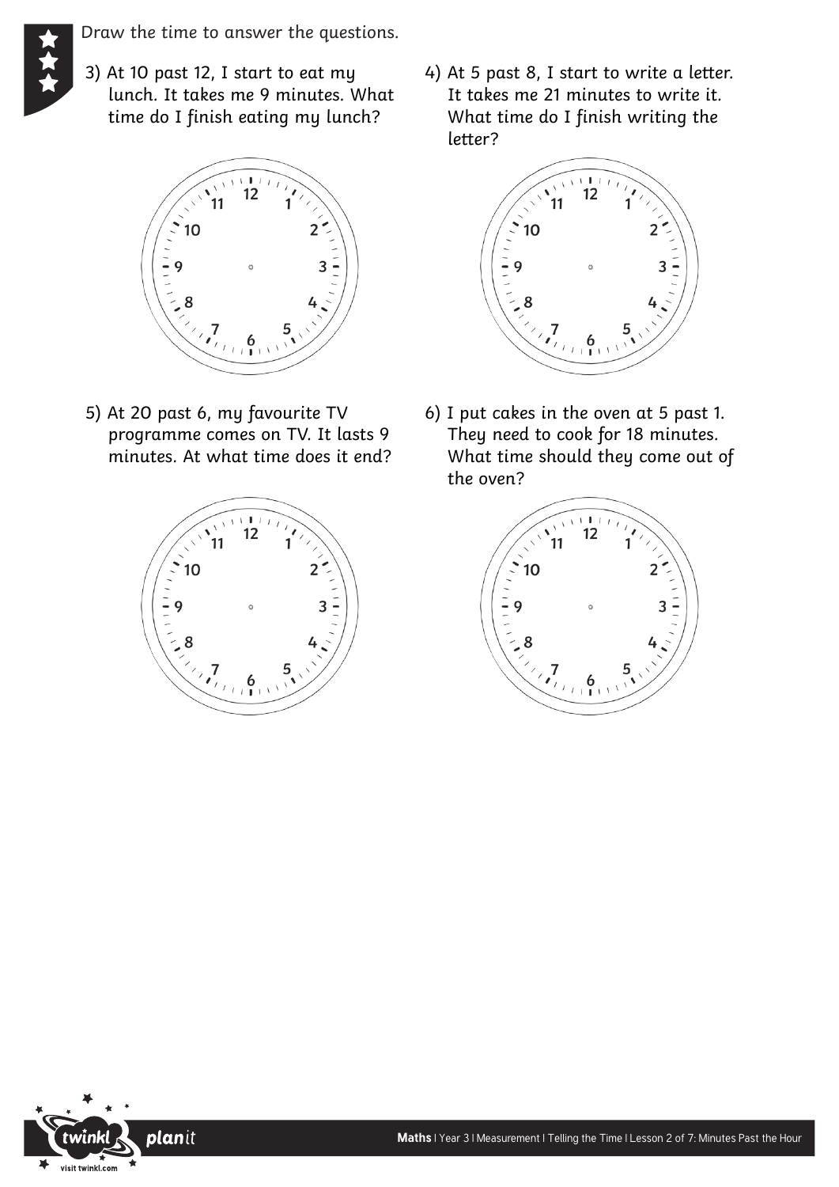Draw the time to answer the questions.

3) At 10 past 12, I start to eat my lunch. It takes me 9 minutes. What time do I finish eating my lunch?

4) At 5 past 8, I start to write a letter. It takes me 21 minutes to write it. What time do I finish writing the letter?

5) At 20 past 6, my favourite TV programme comes on TV. It lasts 9 minutes. At what time does it end?

6) I put cakes in the oven at 5 past 1. They need to cook for 18 minutes. What time should they come out of the oven?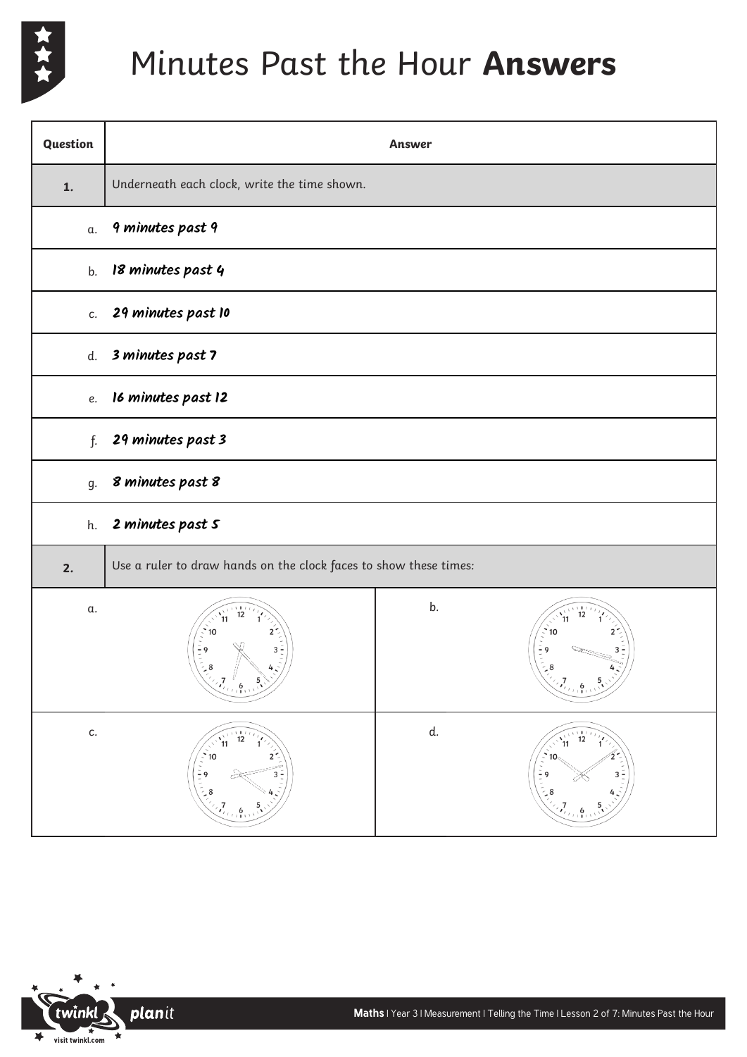# Minutes Past the Hour **Answers**

| Question | Answer |
| --- | --- |
| **1.** | Underneath each clock, write the time shown. |
| a. | *9 minutes past 9* |
| b. | *18 minutes past 4* |
| c. | *29 minutes past 10* |
| d. | *3 minutes past 7* |
| e. | *16 minutes past 12* |
| f. | *29 minutes past 3* |
| g. | *8 minutes past 8* |
| h. | *2 minutes past 5* |
| **2.** | Use a ruler to draw hands on the clock faces to show these times: |
| a. | |
| b. | |
| c. | |
| d. | |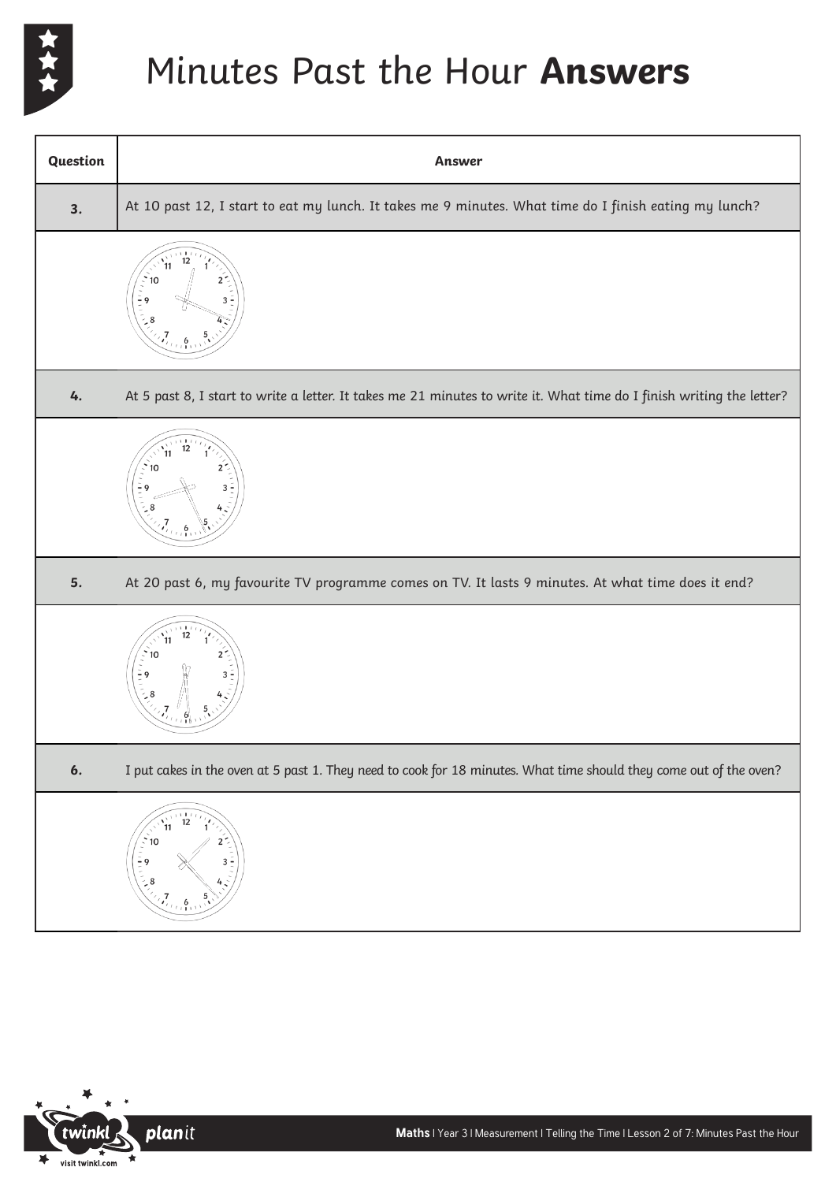# Minutes Past the Hour **Answers**

| Question | Answer |
|---|---|
| **3.** | At 10 past 12, I start to eat my lunch. It takes me 9 minutes. What time do I finish eating my lunch? |
| | |
| **4.** | At 5 past 8, I start to write a letter. It takes me 21 minutes to write it. What time do I finish writing the letter? |
| | |
| **5.** | At 20 past 6, my favourite TV programme comes on TV. It lasts 9 minutes. At what time does it end? |
| | |
| **6.** | I put cakes in the oven at 5 past 1. They need to cook for 18 minutes. What time should they come out of the oven? |
| | |